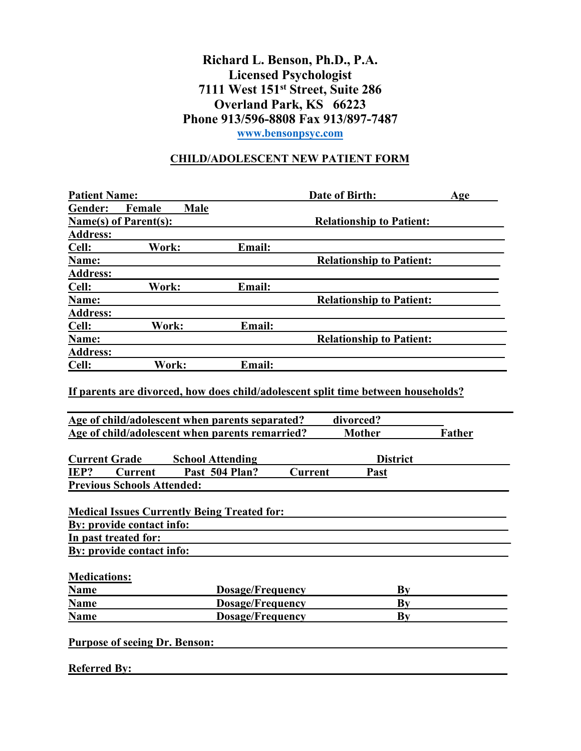**Richard L. Benson, Ph.D., P.A.**
**Licensed Psychologist**
**7111 West 151st Street, Suite 286**
**Overland Park, KS 66223**
**Phone 913/596-8808 Fax 913/897-7487**
[www.bensonpsyc.com](http://www.bensonpsyc.com)

## CHILD/ADOLESCENT NEW PATIENT FORM

**Patient Name:** ______________________ **Date of Birth:** ____________ **Age** ______

**Gender:** Female Male

**Name(s) of Parent(s):** ______________________ **Relationship to Patient:** ______________________

**Address:** ______________________________________________________________

**Cell:** __________ **Work:** __________ **Email:** ______________________________

**Name:** ______________________ **Relationship to Patient:** ______________________

**Address:** ______________________________________________________________

**Cell:** __________ **Work:** __________ **Email:** ______________________________

**Name:** ______________________ **Relationship to Patient:** ______________________

**Address:** ______________________________________________________________

**Cell:** __________ **Work:** __________ **Email:** ______________________________

**Name:** ______________________ **Relationship to Patient:** ______________________

**Address:** ______________________________________________________________

**Cell:** __________ **Work:** __________ **Email:** ______________________________

**If parents are divorced, how does child/adolescent split time between households?**

______________________________________________________________

**Age of child/adolescent when parents separated?** ______ **divorced?** ______

**Age of child/adolescent when parents remarried?** **Mother** ______ **Father** ______

**Current Grade** ______ **School Attending** ______________________ **District** ______________

**IEP?** **Current** ______ **Past** ______ **504 Plan?** **Current** ______ **Past** ______

**Previous Schools Attended:** ______________________________________________

**Medical Issues Currently Being Treated for:** ______________________________________

**By: provide contact info:** ______________________________________________

**In past treated for:** ______________________________________________

**By: provide contact info:** ______________________________________________

**Medications:**

**Name** ______________ **Dosage/Frequency** ______________ **By** ______________

**Name** ______________ **Dosage/Frequency** ______________ **By** ______________

**Name** ______________ **Dosage/Frequency** ______________ **By** ______________

**Purpose of seeing Dr. Benson:** ______________________________________________

**Referred By:** ______________________________________________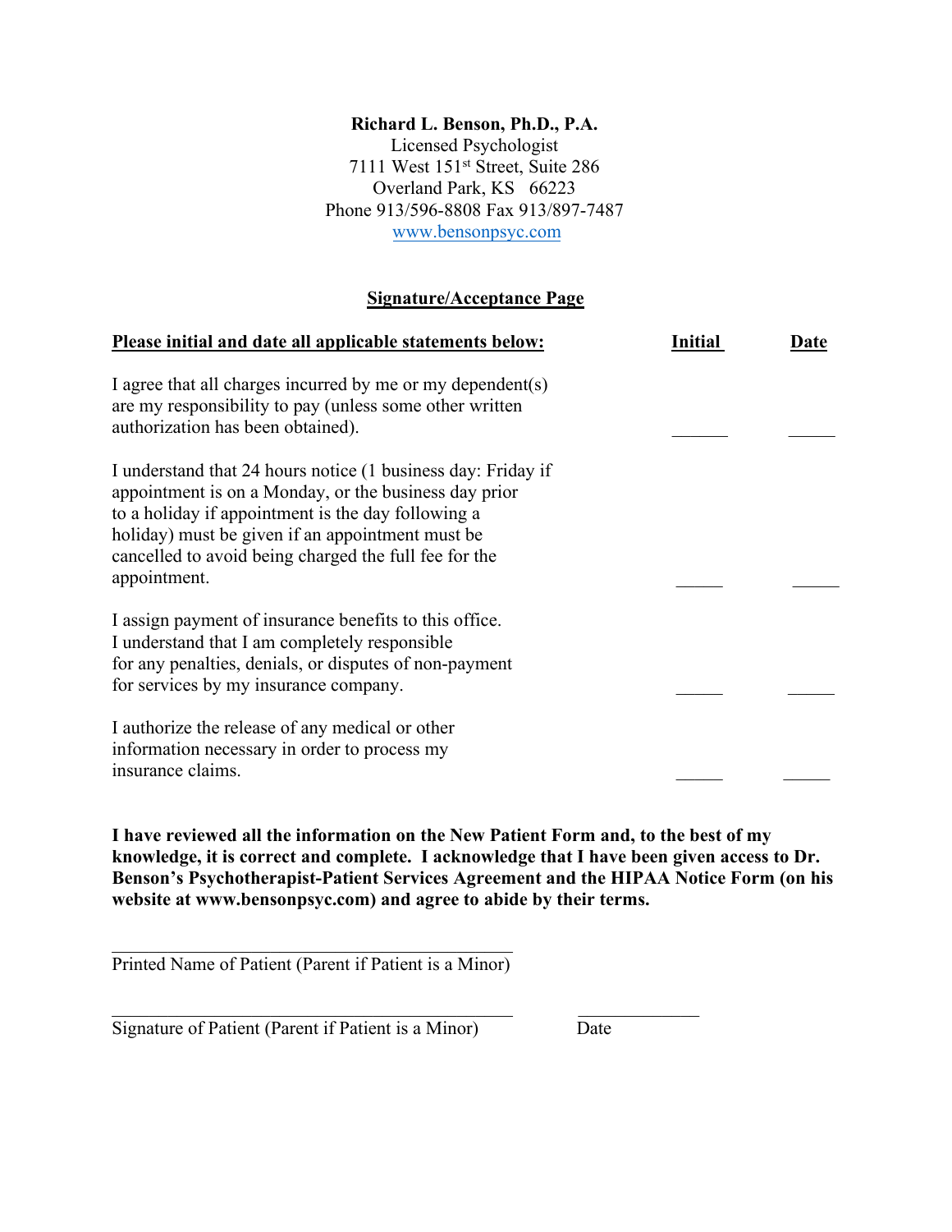**Richard L. Benson, Ph.D., P.A.**
Licensed Psychologist
7111 West 151st Street, Suite 286
Overland Park, KS 66223
Phone 913/596-8808 Fax 913/897-7487
www.bensonpsyc.com

## Signature/Acceptance Page

| Please initial and date all applicable statements below: | Initial | Date |
|---|---|---|
| I agree that all charges incurred by me or my dependent(s) are my responsibility to pay (unless some other written authorization has been obtained). | ______ | _____ |
| I understand that 24 hours notice (1 business day: Friday if appointment is on a Monday, or the business day prior to a holiday if appointment is the day following a holiday) must be given if an appointment must be cancelled to avoid being charged the full fee for the appointment. | _____ | _____ |
| I assign payment of insurance benefits to this office. I understand that I am completely responsible for any penalties, denials, or disputes of non-payment for services by my insurance company. | _____ | _____ |
| I authorize the release of any medical or other information necessary in order to process my insurance claims. | _____ | _____ |

**I have reviewed all the information on the New Patient Form and, to the best of my knowledge, it is correct and complete. I acknowledge that I have been given access to Dr. Benson's Psychotherapist-Patient Services Agreement and the HIPAA Notice Form (on his website at www.bensonpsyc.com) and agree to abide by their terms.**

_________________________________________
Printed Name of Patient (Parent if Patient is a Minor)

_________________________________________ _____________
Signature of Patient (Parent if Patient is a Minor) Date